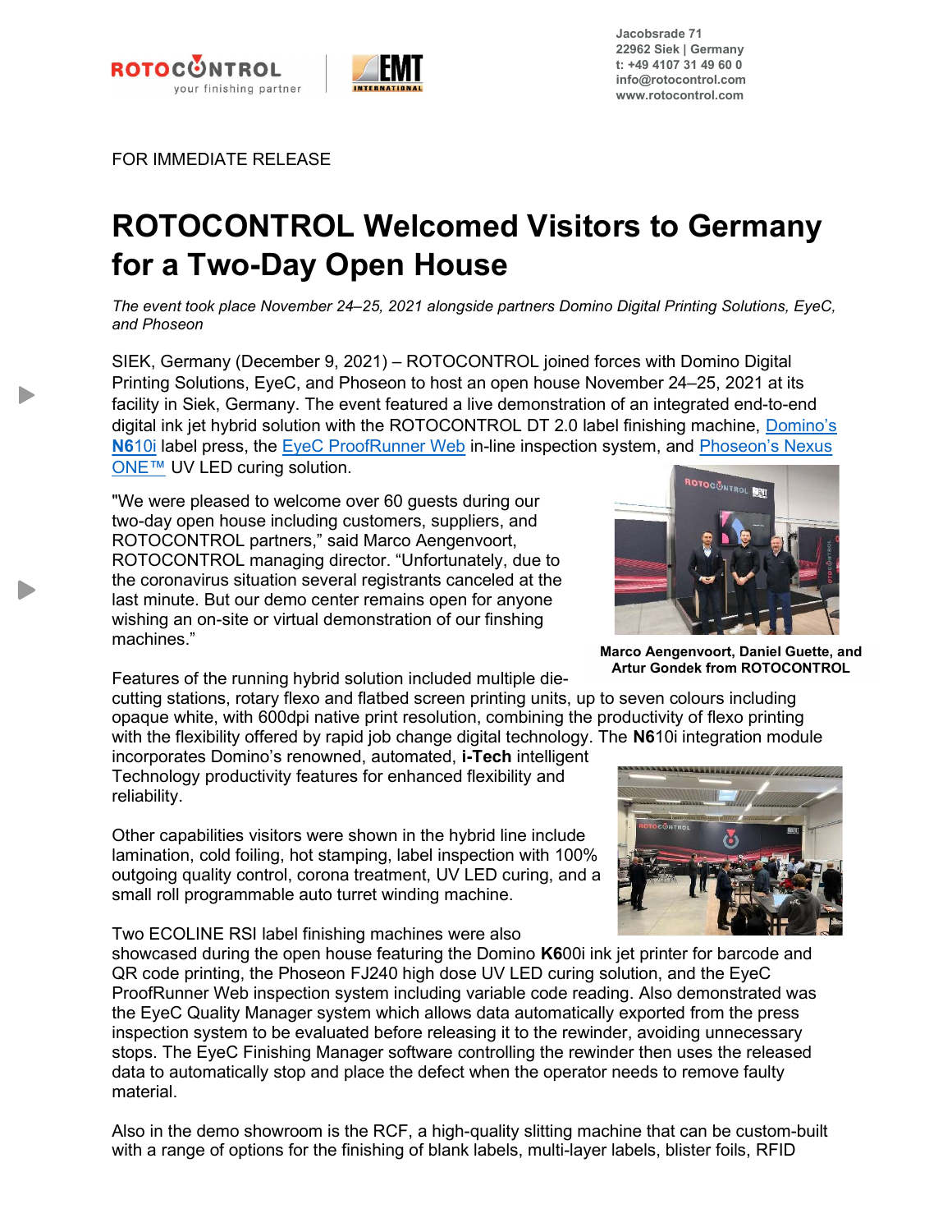Jacobsrade 71
22962 Siek | Germany
t: +49 4107 31 49 60 0
info@rotocontrol.com
www.rotocontrol.com

FOR IMMEDIATE RELEASE

# ROTOCONTROL Welcomed Visitors to Germany for a Two-Day Open House

*The event took place November 24–25, 2021 alongside partners Domino Digital Printing Solutions, EyeC, and Phoseon*

SIEK, Germany (December 9, 2021) – ROTOCONTROL joined forces with Domino Digital Printing Solutions, EyeC, and Phoseon to host an open house November 24–25, 2021 at its facility in Siek, Germany. The event featured a live demonstration of an integrated end-to-end digital ink jet hybrid solution with the ROTOCONTROL DT 2.0 label finishing machine, Domino's **N6**10i label press, the EyeC ProofRunner Web in-line inspection system, and Phoseon's Nexus ONE™ UV LED curing solution.

"We were pleased to welcome over 60 guests during our two-day open house including customers, suppliers, and ROTOCONTROL partners," said Marco Aengenvoort, ROTOCONTROL managing director. "Unfortunately, due to the coronavirus situation several registrants canceled at the last minute. But our demo center remains open for anyone wishing an on-site or virtual demonstration of our finshing machines."

**Marco Aengenvoort, Daniel Guette, and Artur Gondek from ROTOCONTROL**

Features of the running hybrid solution included multiple die-cutting stations, rotary flexo and flatbed screen printing units, up to seven colours including opaque white, with 600dpi native print resolution, combining the productivity of flexo printing with the flexibility offered by rapid job change digital technology. The **N6**10i integration module incorporates Domino's renowned, automated, **i-Tech** intelligent Technology productivity features for enhanced flexibility and reliability.

Other capabilities visitors were shown in the hybrid line include lamination, cold foiling, hot stamping, label inspection with 100% outgoing quality control, corona treatment, UV LED curing, and a small roll programmable auto turret winding machine.

Two ECOLINE RSI label finishing machines were also showcased during the open house featuring the Domino **K6**00i ink jet printer for barcode and QR code printing, the Phoseon FJ240 high dose UV LED curing solution, and the EyeC ProofRunner Web inspection system including variable code reading. Also demonstrated was the EyeC Quality Manager system which allows data automatically exported from the press inspection system to be evaluated before releasing it to the rewinder, avoiding unnecessary stops. The EyeC Finishing Manager software controlling the rewinder then uses the released data to automatically stop and place the defect when the operator needs to remove faulty material.

Also in the demo showroom is the RCF, a high-quality slitting machine that can be custom-built with a range of options for the finishing of blank labels, multi-layer labels, blister foils, RFID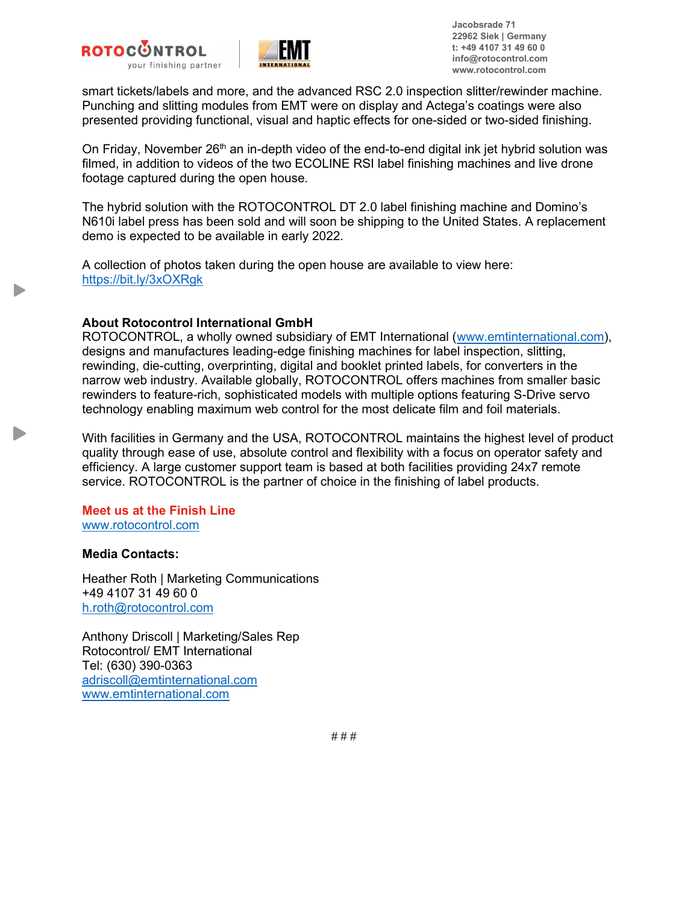smart tickets/labels and more, and the advanced RSC 2.0 inspection slitter/rewinder machine. Punching and slitting modules from EMT were on display and Actega's coatings were also presented providing functional, visual and haptic effects for one-sided or two-sided finishing.

On Friday, November 26th an in-depth video of the end-to-end digital ink jet hybrid solution was filmed, in addition to videos of the two ECOLINE RSI label finishing machines and live drone footage captured during the open house.

The hybrid solution with the ROTOCONTROL DT 2.0 label finishing machine and Domino's N610i label press has been sold and will soon be shipping to the United States. A replacement demo is expected to be available in early 2022.

A collection of photos taken during the open house are available to view here: https://bit.ly/3xOXRgk

**About Rotocontrol International GmbH**
ROTOCONTROL, a wholly owned subsidiary of EMT International (www.emtinternational.com), designs and manufactures leading-edge finishing machines for label inspection, slitting, rewinding, die-cutting, overprinting, digital and booklet printed labels, for converters in the narrow web industry. Available globally, ROTOCONTROL offers machines from smaller basic rewinders to feature-rich, sophisticated models with multiple options featuring S-Drive servo technology enabling maximum web control for the most delicate film and foil materials.

With facilities in Germany and the USA, ROTOCONTROL maintains the highest level of product quality through ease of use, absolute control and flexibility with a focus on operator safety and efficiency. A large customer support team is based at both facilities providing 24x7 remote service. ROTOCONTROL is the partner of choice in the finishing of label products.

**Meet us at the Finish Line**
www.rotocontrol.com

**Media Contacts:**

Heather Roth | Marketing Communications
+49 4107 31 49 60 0
h.roth@rotocontrol.com

Anthony Driscoll | Marketing/Sales Rep
Rotocontrol/ EMT International
Tel: (630) 390-0363
adriscoll@emtinternational.com
www.emtinternational.com

# # #